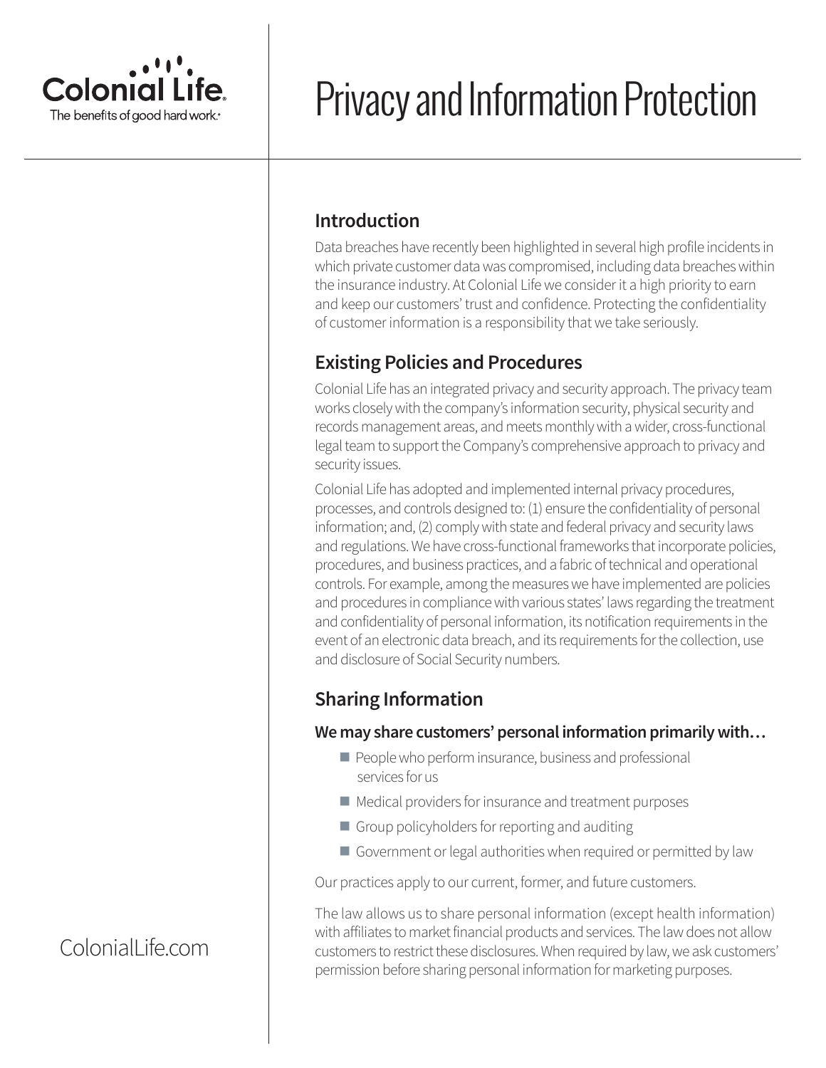Colonial Life

The benefits of good hard work.

# Privacy and Information Protection

## Introduction

Data breaches have recently been highlighted in several high profile incidents in which private customer data was compromised, including data breaches within the insurance industry. At Colonial Life we consider it a high priority to earn and keep our customers' trust and confidence. Protecting the confidentiality of customer information is a responsibility that we take seriously.

## Existing Policies and Procedures

Colonial Life has an integrated privacy and security approach. The privacy team works closely with the company's information security, physical security and records management areas, and meets monthly with a wider, cross-functional legal team to support the Company's comprehensive approach to privacy and security issues.

Colonial Life has adopted and implemented internal privacy procedures, processes, and controls designed to: (1) ensure the confidentiality of personal information; and, (2) comply with state and federal privacy and security laws and regulations. We have cross-functional frameworks that incorporate policies, procedures, and business practices, and a fabric of technical and operational controls. For example, among the measures we have implemented are policies and procedures in compliance with various states' laws regarding the treatment and confidentiality of personal information, its notification requirements in the event of an electronic data breach, and its requirements for the collection, use and disclosure of Social Security numbers.

## Sharing Information

**We may share customers' personal information primarily with…**

- People who perform insurance, business and professional services for us
- Medical providers for insurance and treatment purposes
- Group policyholders for reporting and auditing
- Government or legal authorities when required or permitted by law

Our practices apply to our current, former, and future customers.

The law allows us to share personal information (except health information) with affiliates to market financial products and services. The law does not allow customers to restrict these disclosures. When required by law, we ask customers' permission before sharing personal information for marketing purposes.

ColonialLife.com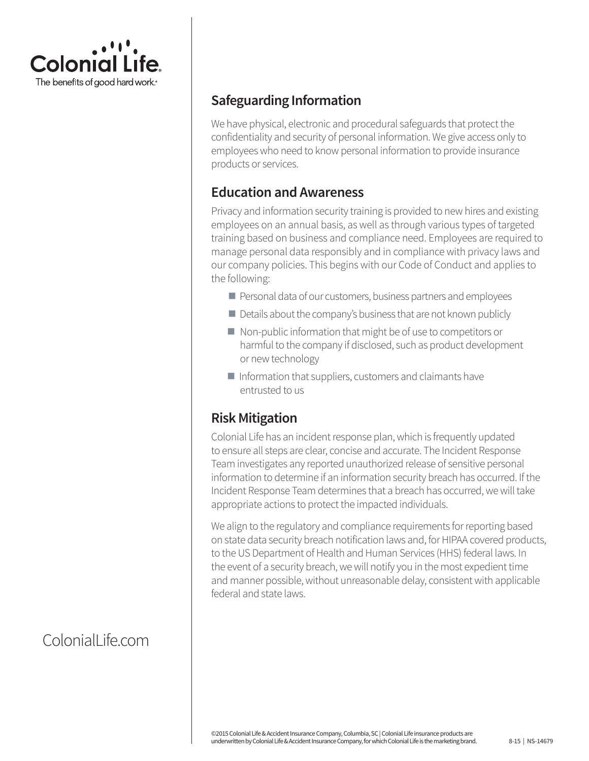Colonial Life

The benefits of good hard work.®

## Safeguarding Information

We have physical, electronic and procedural safeguards that protect the confidentiality and security of personal information. We give access only to employees who need to know personal information to provide insurance products or services.

## Education and Awareness

Privacy and information security training is provided to new hires and existing employees on an annual basis, as well as through various types of targeted training based on business and compliance need. Employees are required to manage personal data responsibly and in compliance with privacy laws and our company policies. This begins with our Code of Conduct and applies to the following:

- Personal data of our customers, business partners and employees
- Details about the company's business that are not known publicly
- Non-public information that might be of use to competitors or harmful to the company if disclosed, such as product development or new technology
- Information that suppliers, customers and claimants have entrusted to us

## Risk Mitigation

Colonial Life has an incident response plan, which is frequently updated to ensure all steps are clear, concise and accurate. The Incident Response Team investigates any reported unauthorized release of sensitive personal information to determine if an information security breach has occurred. If the Incident Response Team determines that a breach has occurred, we will take appropriate actions to protect the impacted individuals.

We align to the regulatory and compliance requirements for reporting based on state data security breach notification laws and, for HIPAA covered products, to the US Department of Health and Human Services (HHS) federal laws. In the event of a security breach, we will notify you in the most expedient time and manner possible, without unreasonable delay, consistent with applicable federal and state laws.

ColonialLife.com

©2015 Colonial Life & Accident Insurance Company, Columbia, SC | Colonial Life insurance products are underwritten by Colonial Life & Accident Insurance Company, for which Colonial Life is the marketing brand.

8-15 | NS-14679